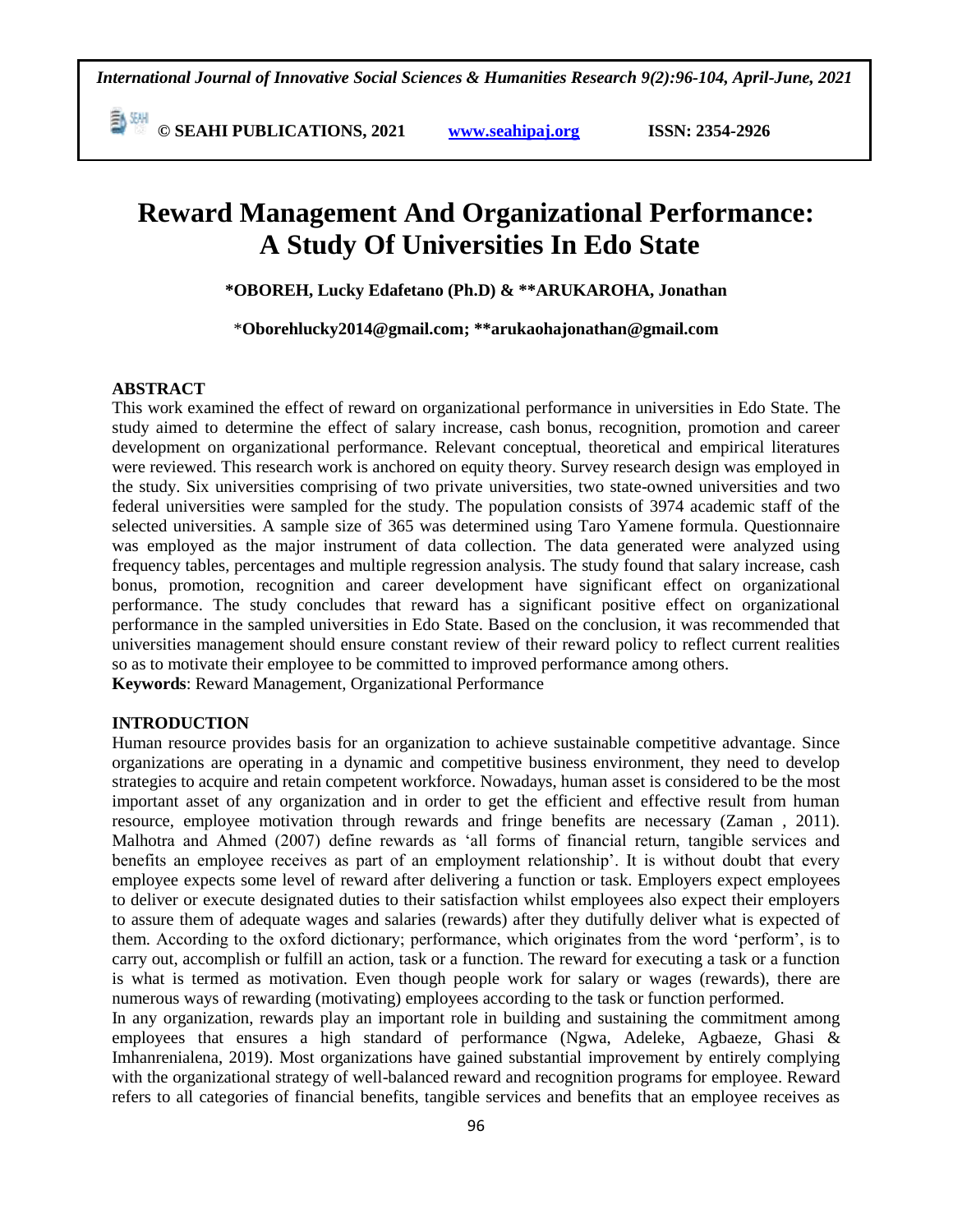# Reward Management And Organizational Performance: A Study Of Universities In Edo State

**\*OBOREH, Lucky Edafetano (Ph.D) & \*\*ARUKAROHA, Jonathan**

\***Oborehlucky2014@gmail.com; \*\*arukaohajonathan@gmail.com**

## ABSTRACT

This work examined the effect of reward on organizational performance in universities in Edo State. The study aimed to determine the effect of salary increase, cash bonus, recognition, promotion and career development on organizational performance. Relevant conceptual, theoretical and empirical literatures were reviewed. This research work is anchored on equity theory. Survey research design was employed in the study. Six universities comprising of two private universities, two state-owned universities and two federal universities were sampled for the study. The population consists of 3974 academic staff of the selected universities. A sample size of 365 was determined using Taro Yamene formula. Questionnaire was employed as the major instrument of data collection. The data generated were analyzed using frequency tables, percentages and multiple regression analysis. The study found that salary increase, cash bonus, promotion, recognition and career development have significant effect on organizational performance. The study concludes that reward has a significant positive effect on organizational performance in the sampled universities in Edo State. Based on the conclusion, it was recommended that universities management should ensure constant review of their reward policy to reflect current realities so as to motivate their employee to be committed to improved performance among others.

**Keywords**: Reward Management, Organizational Performance

## INTRODUCTION

Human resource provides basis for an organization to achieve sustainable competitive advantage. Since organizations are operating in a dynamic and competitive business environment, they need to develop strategies to acquire and retain competent workforce. Nowadays, human asset is considered to be the most important asset of any organization and in order to get the efficient and effective result from human resource, employee motivation through rewards and fringe benefits are necessary (Zaman , 2011). Malhotra and Ahmed (2007) define rewards as 'all forms of financial return, tangible services and benefits an employee receives as part of an employment relationship'. It is without doubt that every employee expects some level of reward after delivering a function or task. Employers expect employees to deliver or execute designated duties to their satisfaction whilst employees also expect their employers to assure them of adequate wages and salaries (rewards) after they dutifully deliver what is expected of them. According to the oxford dictionary; performance, which originates from the word 'perform', is to carry out, accomplish or fulfill an action, task or a function. The reward for executing a task or a function is what is termed as motivation. Even though people work for salary or wages (rewards), there are numerous ways of rewarding (motivating) employees according to the task or function performed.

In any organization, rewards play an important role in building and sustaining the commitment among employees that ensures a high standard of performance (Ngwa, Adeleke, Agbaeze, Ghasi & Imhanrenialena, 2019). Most organizations have gained substantial improvement by entirely complying with the organizational strategy of well-balanced reward and recognition programs for employee. Reward refers to all categories of financial benefits, tangible services and benefits that an employee receives as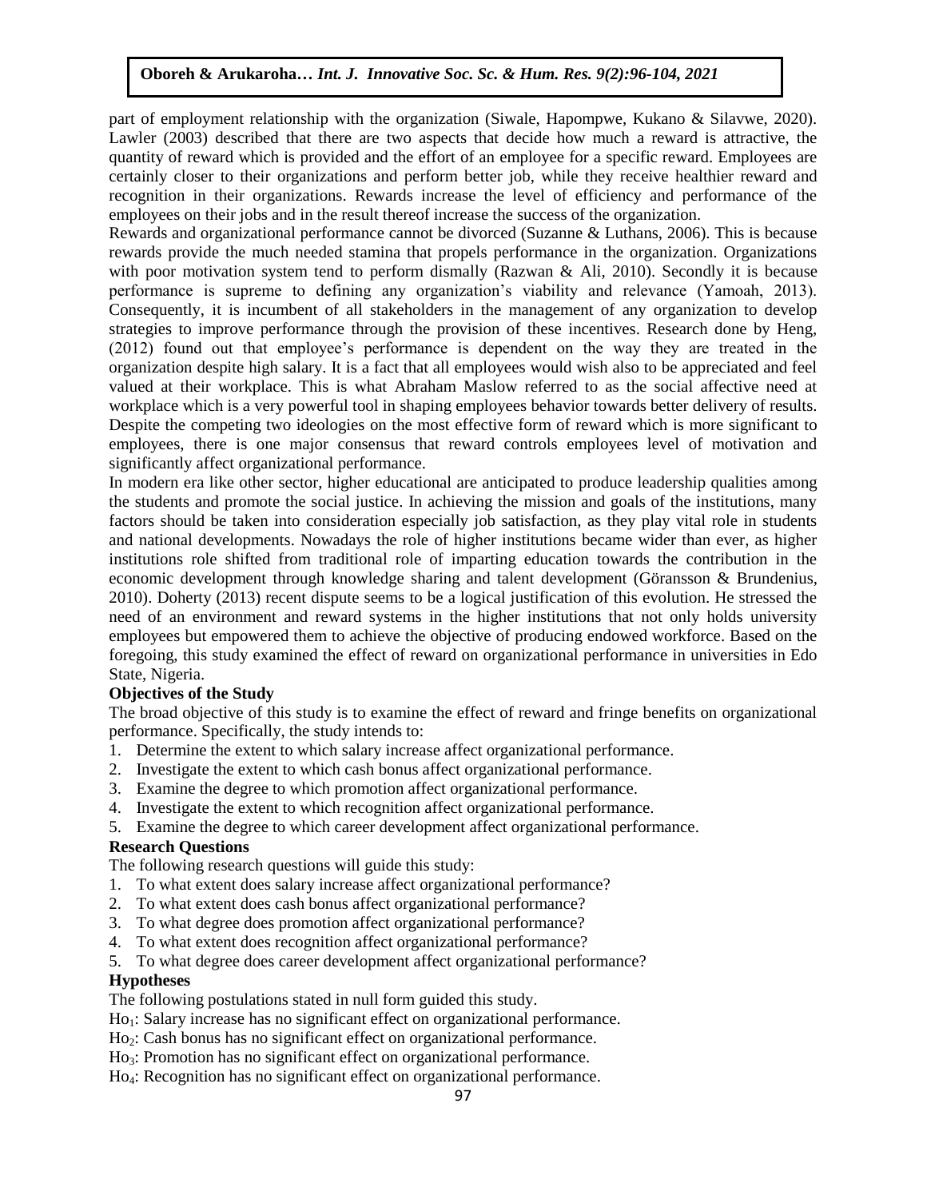part of employment relationship with the organization (Siwale, Hapompwe, Kukano & Silavwe, 2020). Lawler (2003) described that there are two aspects that decide how much a reward is attractive, the quantity of reward which is provided and the effort of an employee for a specific reward. Employees are certainly closer to their organizations and perform better job, while they receive healthier reward and recognition in their organizations. Rewards increase the level of efficiency and performance of the employees on their jobs and in the result thereof increase the success of the organization.

Rewards and organizational performance cannot be divorced (Suzanne & Luthans, 2006). This is because rewards provide the much needed stamina that propels performance in the organization. Organizations with poor motivation system tend to perform dismally (Razwan & Ali, 2010). Secondly it is because performance is supreme to defining any organization's viability and relevance (Yamoah, 2013). Consequently, it is incumbent of all stakeholders in the management of any organization to develop strategies to improve performance through the provision of these incentives. Research done by Heng, (2012) found out that employee's performance is dependent on the way they are treated in the organization despite high salary. It is a fact that all employees would wish also to be appreciated and feel valued at their workplace. This is what Abraham Maslow referred to as the social affective need at workplace which is a very powerful tool in shaping employees behavior towards better delivery of results. Despite the competing two ideologies on the most effective form of reward which is more significant to employees, there is one major consensus that reward controls employees level of motivation and significantly affect organizational performance.

In modern era like other sector, higher educational are anticipated to produce leadership qualities among the students and promote the social justice. In achieving the mission and goals of the institutions, many factors should be taken into consideration especially job satisfaction, as they play vital role in students and national developments. Nowadays the role of higher institutions became wider than ever, as higher institutions role shifted from traditional role of imparting education towards the contribution in the economic development through knowledge sharing and talent development (Göransson & Brundenius, 2010). Doherty (2013) recent dispute seems to be a logical justification of this evolution. He stressed the need of an environment and reward systems in the higher institutions that not only holds university employees but empowered them to achieve the objective of producing endowed workforce. Based on the foregoing, this study examined the effect of reward on organizational performance in universities in Edo State, Nigeria.

**Objectives of the Study**

The broad objective of this study is to examine the effect of reward and fringe benefits on organizational performance. Specifically, the study intends to:

1. Determine the extent to which salary increase affect organizational performance.
2. Investigate the extent to which cash bonus affect organizational performance.
3. Examine the degree to which promotion affect organizational performance.
4. Investigate the extent to which recognition affect organizational performance.
5. Examine the degree to which career development affect organizational performance.

**Research Questions**

The following research questions will guide this study:

1. To what extent does salary increase affect organizational performance?
2. To what extent does cash bonus affect organizational performance?
3. To what degree does promotion affect organizational performance?
4. To what extent does recognition affect organizational performance?
5. To what degree does career development affect organizational performance?

**Hypotheses**

The following postulations stated in null form guided this study.

$Ho_1$: Salary increase has no significant effect on organizational performance.

$Ho_2$: Cash bonus has no significant effect on organizational performance.

$Ho_3$: Promotion has no significant effect on organizational performance.

$Ho_4$: Recognition has no significant effect on organizational performance.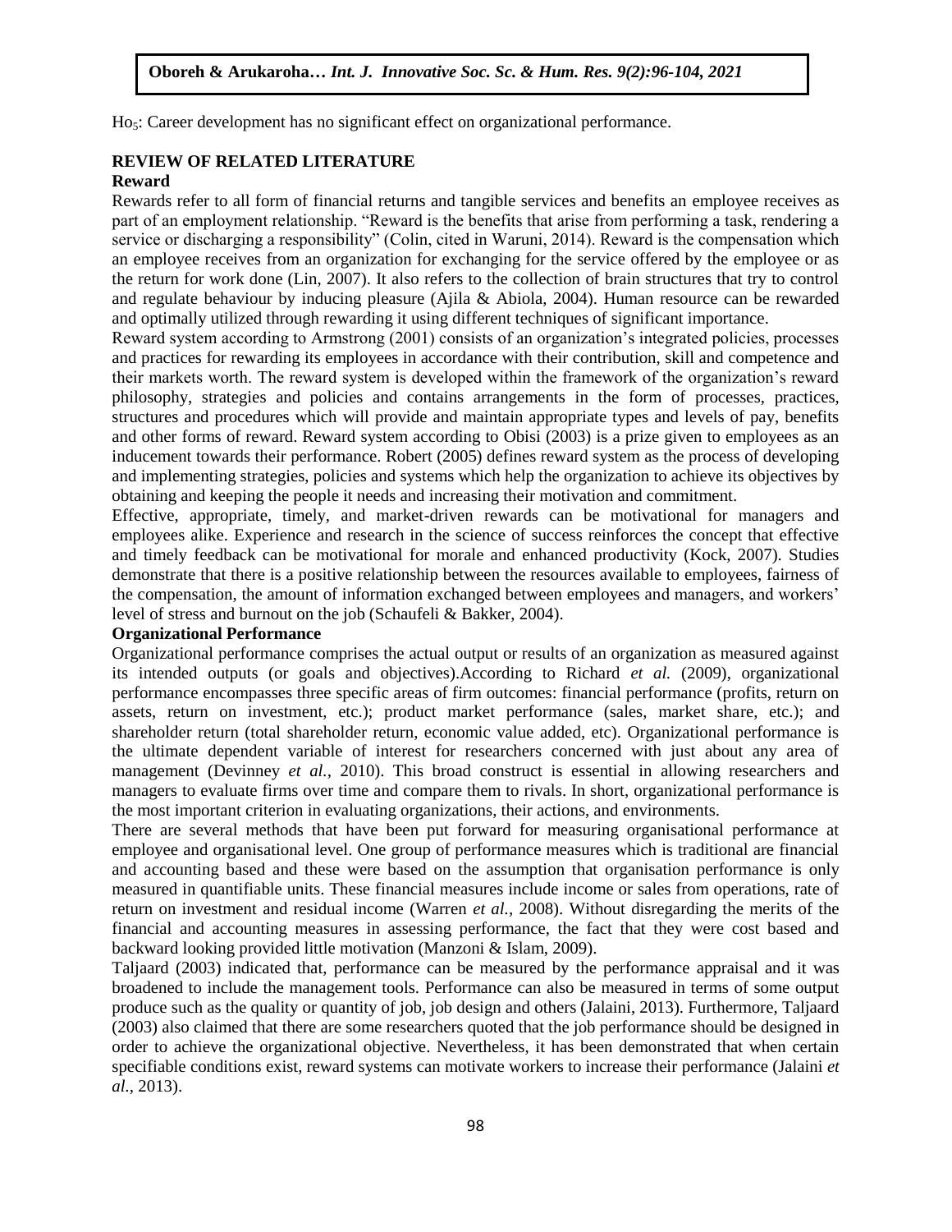$Ho_5$: Career development has no significant effect on organizational performance.

## REVIEW OF RELATED LITERATURE

### Reward

Rewards refer to all form of financial returns and tangible services and benefits an employee receives as part of an employment relationship. "Reward is the benefits that arise from performing a task, rendering a service or discharging a responsibility" (Colin, cited in Waruni, 2014). Reward is the compensation which an employee receives from an organization for exchanging for the service offered by the employee or as the return for work done (Lin, 2007). It also refers to the collection of brain structures that try to control and regulate behaviour by inducing pleasure (Ajila & Abiola, 2004). Human resource can be rewarded and optimally utilized through rewarding it using different techniques of significant importance.

Reward system according to Armstrong (2001) consists of an organization's integrated policies, processes and practices for rewarding its employees in accordance with their contribution, skill and competence and their markets worth. The reward system is developed within the framework of the organization's reward philosophy, strategies and policies and contains arrangements in the form of processes, practices, structures and procedures which will provide and maintain appropriate types and levels of pay, benefits and other forms of reward. Reward system according to Obisi (2003) is a prize given to employees as an inducement towards their performance. Robert (2005) defines reward system as the process of developing and implementing strategies, policies and systems which help the organization to achieve its objectives by obtaining and keeping the people it needs and increasing their motivation and commitment.

Effective, appropriate, timely, and market-driven rewards can be motivational for managers and employees alike. Experience and research in the science of success reinforces the concept that effective and timely feedback can be motivational for morale and enhanced productivity (Kock, 2007). Studies demonstrate that there is a positive relationship between the resources available to employees, fairness of the compensation, the amount of information exchanged between employees and managers, and workers' level of stress and burnout on the job (Schaufeli & Bakker, 2004).

### Organizational Performance

Organizational performance comprises the actual output or results of an organization as measured against its intended outputs (or goals and objectives).According to Richard *et al.* (2009), organizational performance encompasses three specific areas of firm outcomes: financial performance (profits, return on assets, return on investment, etc.); product market performance (sales, market share, etc.); and shareholder return (total shareholder return, economic value added, etc). Organizational performance is the ultimate dependent variable of interest for researchers concerned with just about any area of management (Devinney *et al.,* 2010). This broad construct is essential in allowing researchers and managers to evaluate firms over time and compare them to rivals. In short, organizational performance is the most important criterion in evaluating organizations, their actions, and environments.

There are several methods that have been put forward for measuring organisational performance at employee and organisational level. One group of performance measures which is traditional are financial and accounting based and these were based on the assumption that organisation performance is only measured in quantifiable units. These financial measures include income or sales from operations, rate of return on investment and residual income (Warren *et al.,* 2008). Without disregarding the merits of the financial and accounting measures in assessing performance, the fact that they were cost based and backward looking provided little motivation (Manzoni & Islam, 2009).

Taljaard (2003) indicated that, performance can be measured by the performance appraisal and it was broadened to include the management tools. Performance can also be measured in terms of some output produce such as the quality or quantity of job, job design and others (Jalaini, 2013). Furthermore, Taljaard (2003) also claimed that there are some researchers quoted that the job performance should be designed in order to achieve the organizational objective. Nevertheless, it has been demonstrated that when certain specifiable conditions exist, reward systems can motivate workers to increase their performance (Jalaini *et al.,* 2013).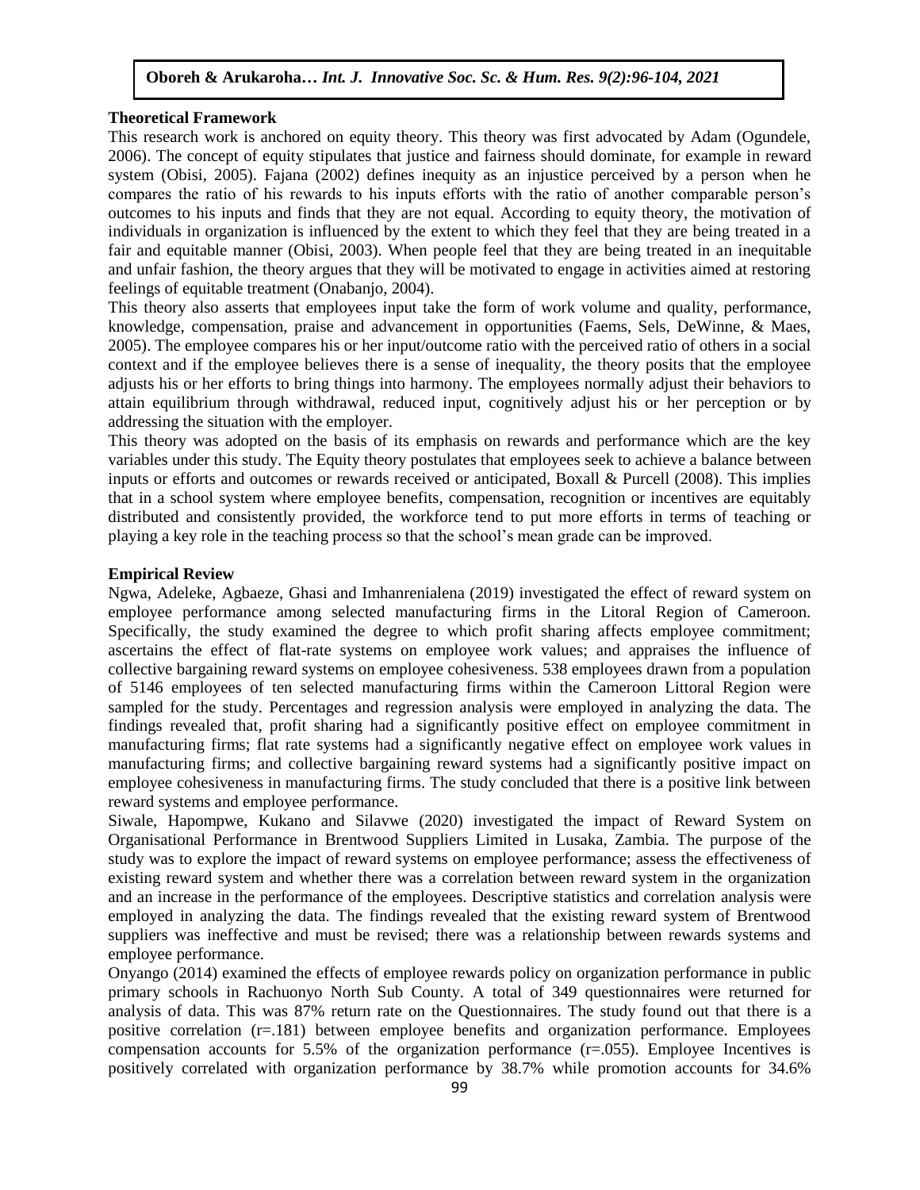**Theoretical Framework**

This research work is anchored on equity theory. This theory was first advocated by Adam (Ogundele, 2006). The concept of equity stipulates that justice and fairness should dominate, for example in reward system (Obisi, 2005). Fajana (2002) defines inequity as an injustice perceived by a person when he compares the ratio of his rewards to his inputs efforts with the ratio of another comparable person's outcomes to his inputs and finds that they are not equal. According to equity theory, the motivation of individuals in organization is influenced by the extent to which they feel that they are being treated in a fair and equitable manner (Obisi, 2003). When people feel that they are being treated in an inequitable and unfair fashion, the theory argues that they will be motivated to engage in activities aimed at restoring feelings of equitable treatment (Onabanjo, 2004).

This theory also asserts that employees input take the form of work volume and quality, performance, knowledge, compensation, praise and advancement in opportunities (Faems, Sels, DeWinne, & Maes, 2005). The employee compares his or her input/outcome ratio with the perceived ratio of others in a social context and if the employee believes there is a sense of inequality, the theory posits that the employee adjusts his or her efforts to bring things into harmony. The employees normally adjust their behaviors to attain equilibrium through withdrawal, reduced input, cognitively adjust his or her perception or by addressing the situation with the employer.

This theory was adopted on the basis of its emphasis on rewards and performance which are the key variables under this study. The Equity theory postulates that employees seek to achieve a balance between inputs or efforts and outcomes or rewards received or anticipated, Boxall & Purcell (2008). This implies that in a school system where employee benefits, compensation, recognition or incentives are equitably distributed and consistently provided, the workforce tend to put more efforts in terms of teaching or playing a key role in the teaching process so that the school's mean grade can be improved.

**Empirical Review**

Ngwa, Adeleke, Agbaeze, Ghasi and Imhanrenialena (2019) investigated the effect of reward system on employee performance among selected manufacturing firms in the Litoral Region of Cameroon. Specifically, the study examined the degree to which profit sharing affects employee commitment; ascertains the effect of flat-rate systems on employee work values; and appraises the influence of collective bargaining reward systems on employee cohesiveness. 538 employees drawn from a population of 5146 employees of ten selected manufacturing firms within the Cameroon Littoral Region were sampled for the study. Percentages and regression analysis were employed in analyzing the data. The findings revealed that, profit sharing had a significantly positive effect on employee commitment in manufacturing firms; flat rate systems had a significantly negative effect on employee work values in manufacturing firms; and collective bargaining reward systems had a significantly positive impact on employee cohesiveness in manufacturing firms. The study concluded that there is a positive link between reward systems and employee performance.

Siwale, Hapompwe, Kukano and Silavwe (2020) investigated the impact of Reward System on Organisational Performance in Brentwood Suppliers Limited in Lusaka, Zambia. The purpose of the study was to explore the impact of reward systems on employee performance; assess the effectiveness of existing reward system and whether there was a correlation between reward system in the organization and an increase in the performance of the employees. Descriptive statistics and correlation analysis were employed in analyzing the data. The findings revealed that the existing reward system of Brentwood suppliers was ineffective and must be revised; there was a relationship between rewards systems and employee performance.

Onyango (2014) examined the effects of employee rewards policy on organization performance in public primary schools in Rachuonyo North Sub County. A total of 349 questionnaires were returned for analysis of data. This was 87% return rate on the Questionnaires. The study found out that there is a positive correlation ($r=.181$) between employee benefits and organization performance. Employees compensation accounts for 5.5% of the organization performance ($r=.055$). Employee Incentives is positively correlated with organization performance by 38.7% while promotion accounts for 34.6%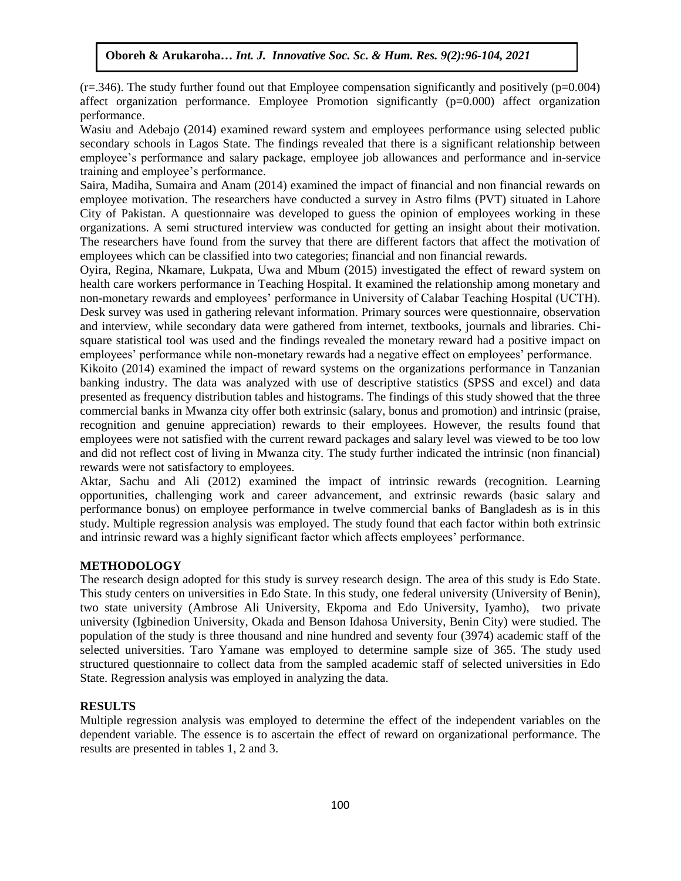(r=.346). The study further found out that Employee compensation significantly and positively (p=0.004) affect organization performance. Employee Promotion significantly (p=0.000) affect organization performance.

Wasiu and Adebajo (2014) examined reward system and employees performance using selected public secondary schools in Lagos State. The findings revealed that there is a significant relationship between employee's performance and salary package, employee job allowances and performance and in-service training and employee's performance.

Saira, Madiha, Sumaira and Anam (2014) examined the impact of financial and non financial rewards on employee motivation. The researchers have conducted a survey in Astro films (PVT) situated in Lahore City of Pakistan. A questionnaire was developed to guess the opinion of employees working in these organizations. A semi structured interview was conducted for getting an insight about their motivation. The researchers have found from the survey that there are different factors that affect the motivation of employees which can be classified into two categories; financial and non financial rewards.

Oyira, Regina, Nkamare, Lukpata, Uwa and Mbum (2015) investigated the effect of reward system on health care workers performance in Teaching Hospital. It examined the relationship among monetary and non-monetary rewards and employees' performance in University of Calabar Teaching Hospital (UCTH). Desk survey was used in gathering relevant information. Primary sources were questionnaire, observation and interview, while secondary data were gathered from internet, textbooks, journals and libraries. Chi-square statistical tool was used and the findings revealed the monetary reward had a positive impact on employees' performance while non-monetary rewards had a negative effect on employees' performance.

Kikoito (2014) examined the impact of reward systems on the organizations performance in Tanzanian banking industry. The data was analyzed with use of descriptive statistics (SPSS and excel) and data presented as frequency distribution tables and histograms. The findings of this study showed that the three commercial banks in Mwanza city offer both extrinsic (salary, bonus and promotion) and intrinsic (praise, recognition and genuine appreciation) rewards to their employees. However, the results found that employees were not satisfied with the current reward packages and salary level was viewed to be too low and did not reflect cost of living in Mwanza city. The study further indicated the intrinsic (non financial) rewards were not satisfactory to employees.

Aktar, Sachu and Ali (2012) examined the impact of intrinsic rewards (recognition. Learning opportunities, challenging work and career advancement, and extrinsic rewards (basic salary and performance bonus) on employee performance in twelve commercial banks of Bangladesh as is in this study. Multiple regression analysis was employed. The study found that each factor within both extrinsic and intrinsic reward was a highly significant factor which affects employees' performance.

## METHODOLOGY

The research design adopted for this study is survey research design. The area of this study is Edo State. This study centers on universities in Edo State. In this study, one federal university (University of Benin), two state university (Ambrose Ali University, Ekpoma and Edo University, Iyamho), two private university (Igbinedion University, Okada and Benson Idahosa University, Benin City) were studied. The population of the study is three thousand and nine hundred and seventy four (3974) academic staff of the selected universities. Taro Yamane was employed to determine sample size of 365. The study used structured questionnaire to collect data from the sampled academic staff of selected universities in Edo State. Regression analysis was employed in analyzing the data.

## RESULTS

Multiple regression analysis was employed to determine the effect of the independent variables on the dependent variable. The essence is to ascertain the effect of reward on organizational performance. The results are presented in tables 1, 2 and 3.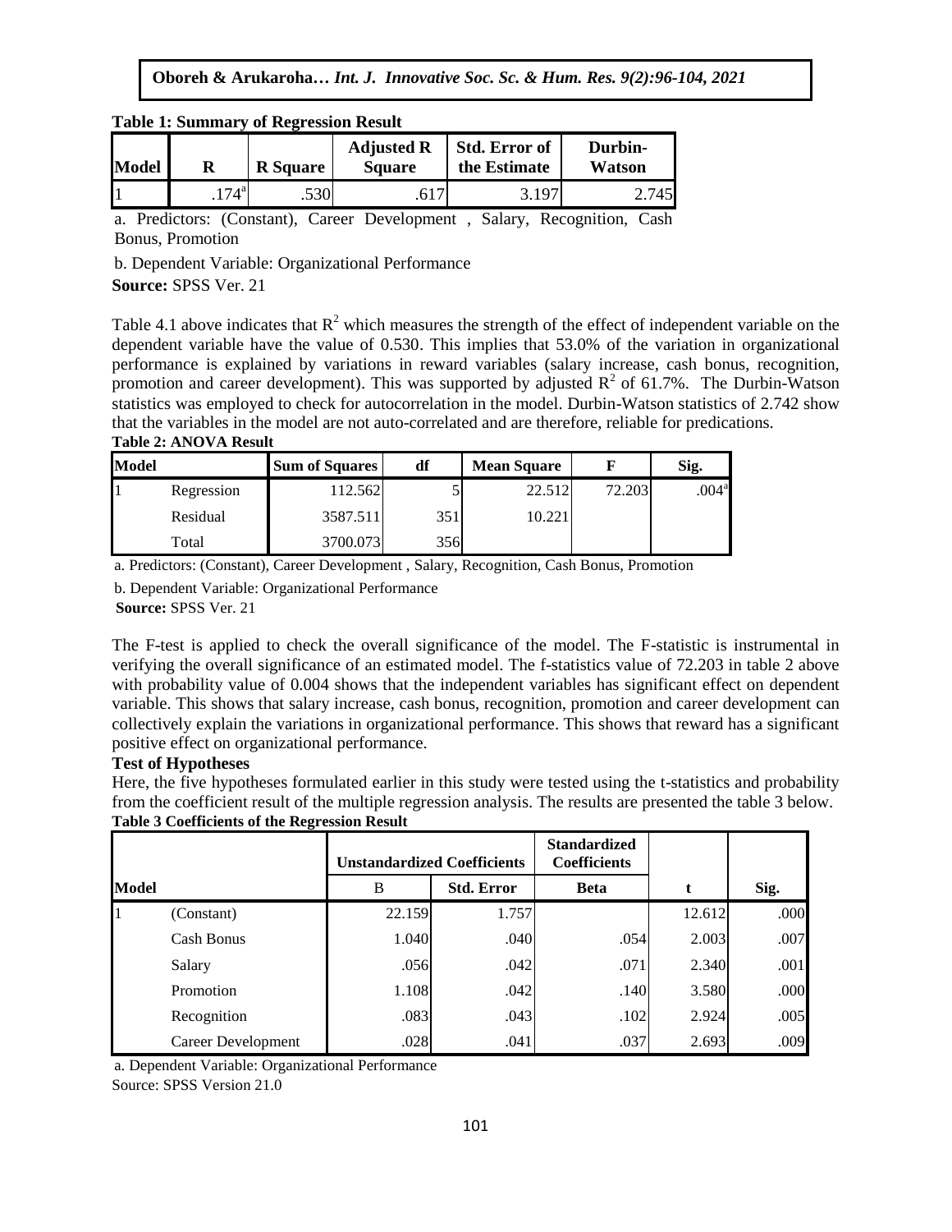**Table 1: Summary of Regression Result**

| Model | R | R Square | Adjusted R Square | Std. Error of the Estimate | Durbin-Watson |
|---|---|---|---|---|---|
| 1 | .174[a] | .530 | .617 | 3.197 | 2.745 |

a. Predictors: (Constant), Career Development , Salary, Recognition, Cash Bonus, Promotion

b. Dependent Variable: Organizational Performance

**Source:** SPSS Ver. 21

Table 4.1 above indicates that $R^2$ which measures the strength of the effect of independent variable on the dependent variable have the value of 0.530. This implies that 53.0% of the variation in organizational performance is explained by variations in reward variables (salary increase, cash bonus, recognition, promotion and career development). This was supported by adjusted $R^2$ of 61.7%. The Durbin-Watson statistics was employed to check for autocorrelation in the model. Durbin-Watson statistics of 2.742 show that the variables in the model are not auto-correlated and are therefore, reliable for predications.

**Table 2: ANOVA Result**

| Model | | Sum of Squares | df | Mean Square | F | Sig. |
|---|---|---|---|---|---|---|
| 1 | Regression | 112.562 | 5 | 22.512 | 72.203 | .004[a] |
| | Residual | 3587.511 | 351 | 10.221 | | |
| | Total | 3700.073 | 356 | | | |

a. Predictors: (Constant), Career Development , Salary, Recognition, Cash Bonus, Promotion

b. Dependent Variable: Organizational Performance

**Source:** SPSS Ver. 21

The F-test is applied to check the overall significance of the model. The F-statistic is instrumental in verifying the overall significance of an estimated model. The f-statistics value of 72.203 in table 2 above with probability value of 0.004 shows that the independent variables has significant effect on dependent variable. This shows that salary increase, cash bonus, recognition, promotion and career development can collectively explain the variations in organizational performance. This shows that reward has a significant positive effect on organizational performance.

**Test of Hypotheses**

Here, the five hypotheses formulated earlier in this study were tested using the t-statistics and probability from the coefficient result of the multiple regression analysis. The results are presented the table 3 below.

**Table 3 Coefficients of the Regression Result**

| | | Unstandardized Coefficients | | Standardized Coefficients | | |
|---|---|---|---|---|---|---|
| Model | | B | Std. Error | Beta | t | Sig. |
| 1 | (Constant) | 22.159 | 1.757 | | 12.612 | .000 |
| | Cash Bonus | 1.040 | .040 | .054 | 2.003 | .007 |
| | Salary | .056 | .042 | .071 | 2.340 | .001 |
| | Promotion | 1.108 | .042 | .140 | 3.580 | .000 |
| | Recognition | .083 | .043 | .102 | 2.924 | .005 |
| | Career Development | .028 | .041 | .037 | 2.693 | .009 |

a. Dependent Variable: Organizational Performance

Source: SPSS Version 21.0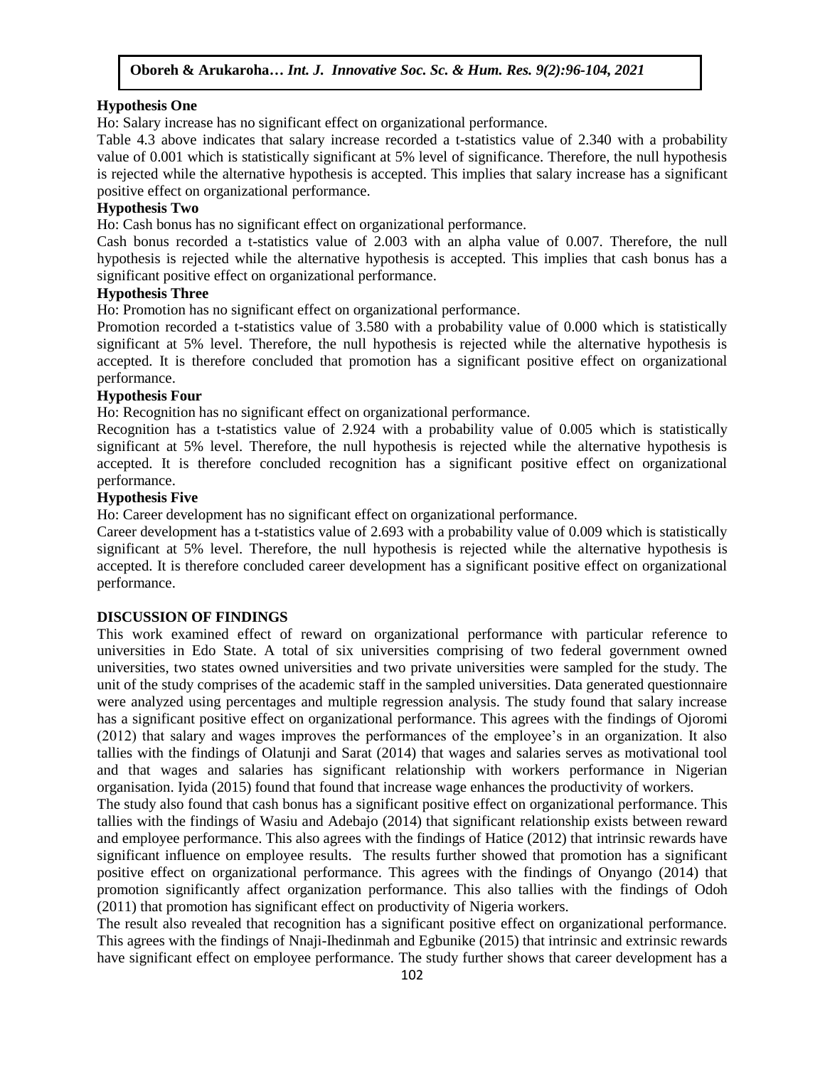### Hypothesis One

Ho: Salary increase has no significant effect on organizational performance.

Table 4.3 above indicates that salary increase recorded a t-statistics value of 2.340 with a probability value of 0.001 which is statistically significant at 5% level of significance. Therefore, the null hypothesis is rejected while the alternative hypothesis is accepted. This implies that salary increase has a significant positive effect on organizational performance.

### Hypothesis Two

Ho: Cash bonus has no significant effect on organizational performance.

Cash bonus recorded a t-statistics value of 2.003 with an alpha value of 0.007. Therefore, the null hypothesis is rejected while the alternative hypothesis is accepted. This implies that cash bonus has a significant positive effect on organizational performance.

### Hypothesis Three

Ho: Promotion has no significant effect on organizational performance.

Promotion recorded a t-statistics value of 3.580 with a probability value of 0.000 which is statistically significant at 5% level. Therefore, the null hypothesis is rejected while the alternative hypothesis is accepted. It is therefore concluded that promotion has a significant positive effect on organizational performance.

### Hypothesis Four

Ho: Recognition has no significant effect on organizational performance.

Recognition has a t-statistics value of 2.924 with a probability value of 0.005 which is statistically significant at 5% level. Therefore, the null hypothesis is rejected while the alternative hypothesis is accepted. It is therefore concluded recognition has a significant positive effect on organizational performance.

### Hypothesis Five

Ho: Career development has no significant effect on organizational performance.

Career development has a t-statistics value of 2.693 with a probability value of 0.009 which is statistically significant at 5% level. Therefore, the null hypothesis is rejected while the alternative hypothesis is accepted. It is therefore concluded career development has a significant positive effect on organizational performance.

## DISCUSSION OF FINDINGS

This work examined effect of reward on organizational performance with particular reference to universities in Edo State. A total of six universities comprising of two federal government owned universities, two states owned universities and two private universities were sampled for the study. The unit of the study comprises of the academic staff in the sampled universities. Data generated questionnaire were analyzed using percentages and multiple regression analysis. The study found that salary increase has a significant positive effect on organizational performance. This agrees with the findings of Ojoromi (2012) that salary and wages improves the performances of the employee's in an organization. It also tallies with the findings of Olatunji and Sarat (2014) that wages and salaries serves as motivational tool and that wages and salaries has significant relationship with workers performance in Nigerian organisation. Iyida (2015) found that found that increase wage enhances the productivity of workers.

The study also found that cash bonus has a significant positive effect on organizational performance. This tallies with the findings of Wasiu and Adebajo (2014) that significant relationship exists between reward and employee performance. This also agrees with the findings of Hatice (2012) that intrinsic rewards have significant influence on employee results. The results further showed that promotion has a significant positive effect on organizational performance. This agrees with the findings of Onyango (2014) that promotion significantly affect organization performance. This also tallies with the findings of Odoh (2011) that promotion has significant effect on productivity of Nigeria workers.

The result also revealed that recognition has a significant positive effect on organizational performance. This agrees with the findings of Nnaji-Ihedinmah and Egbunike (2015) that intrinsic and extrinsic rewards have significant effect on employee performance. The study further shows that career development has a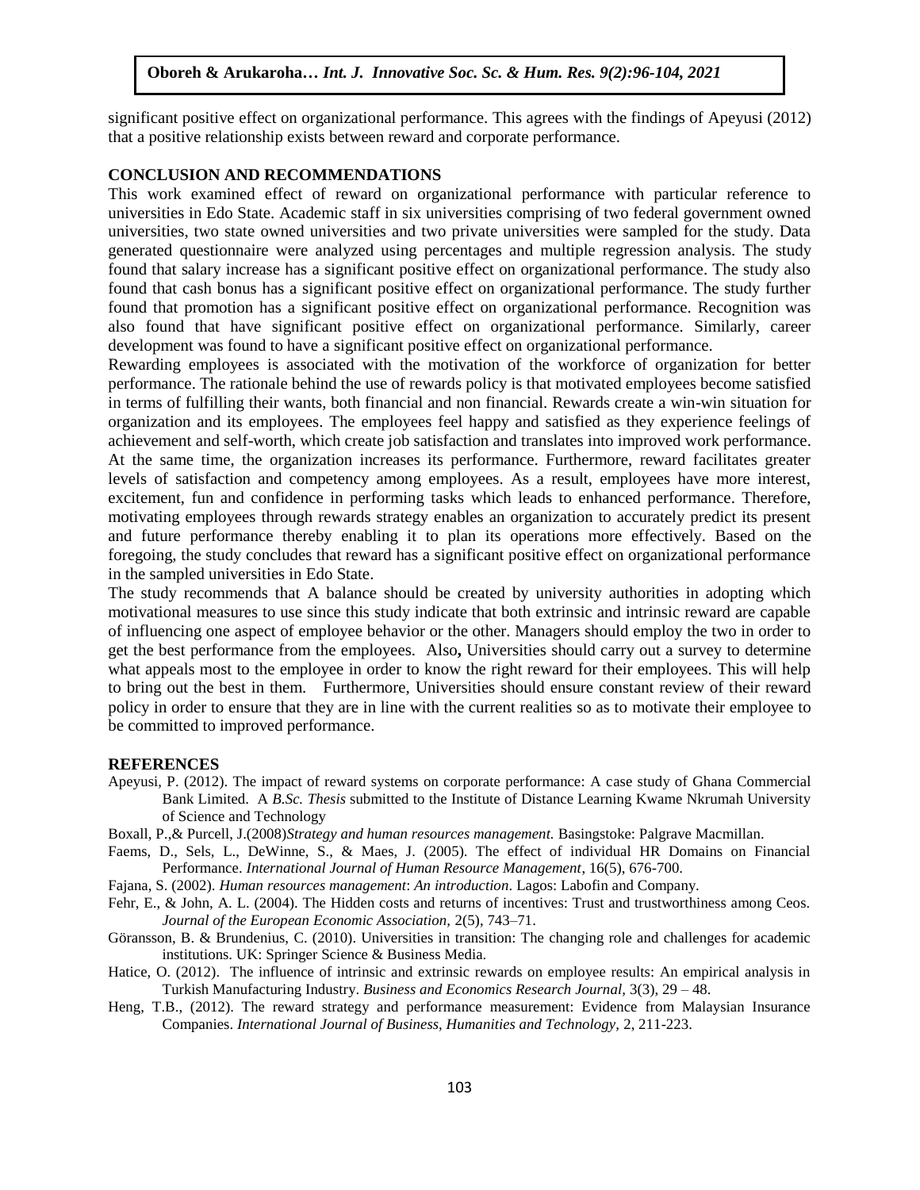significant positive effect on organizational performance. This agrees with the findings of Apeyusi (2012) that a positive relationship exists between reward and corporate performance.

## CONCLUSION AND RECOMMENDATIONS

This work examined effect of reward on organizational performance with particular reference to universities in Edo State. Academic staff in six universities comprising of two federal government owned universities, two state owned universities and two private universities were sampled for the study. Data generated questionnaire were analyzed using percentages and multiple regression analysis. The study found that salary increase has a significant positive effect on organizational performance. The study also found that cash bonus has a significant positive effect on organizational performance. The study further found that promotion has a significant positive effect on organizational performance. Recognition was also found that have significant positive effect on organizational performance. Similarly, career development was found to have a significant positive effect on organizational performance.

Rewarding employees is associated with the motivation of the workforce of organization for better performance. The rationale behind the use of rewards policy is that motivated employees become satisfied in terms of fulfilling their wants, both financial and non financial. Rewards create a win-win situation for organization and its employees. The employees feel happy and satisfied as they experience feelings of achievement and self-worth, which create job satisfaction and translates into improved work performance. At the same time, the organization increases its performance. Furthermore, reward facilitates greater levels of satisfaction and competency among employees. As a result, employees have more interest, excitement, fun and confidence in performing tasks which leads to enhanced performance. Therefore, motivating employees through rewards strategy enables an organization to accurately predict its present and future performance thereby enabling it to plan its operations more effectively. Based on the foregoing, the study concludes that reward has a significant positive effect on organizational performance in the sampled universities in Edo State.

The study recommends that A balance should be created by university authorities in adopting which motivational measures to use since this study indicate that both extrinsic and intrinsic reward are capable of influencing one aspect of employee behavior or the other. Managers should employ the two in order to get the best performance from the employees. Also**,** Universities should carry out a survey to determine what appeals most to the employee in order to know the right reward for their employees. This will help to bring out the best in them. Furthermore, Universities should ensure constant review of their reward policy in order to ensure that they are in line with the current realities so as to motivate their employee to be committed to improved performance.

## REFERENCES

Apeyusi, P. (2012). The impact of reward systems on corporate performance: A case study of Ghana Commercial Bank Limited. A *B.Sc. Thesis* submitted to the Institute of Distance Learning Kwame Nkrumah University of Science and Technology

Boxall, P.,& Purcell, J.(2008)*Strategy and human resources management.* Basingstoke: Palgrave Macmillan.

Faems, D., Sels, L., DeWinne, S., & Maes, J. (2005). The effect of individual HR Domains on Financial Performance. *International Journal of Human Resource Management*, 16(5), 676-700.

Fajana, S. (2002). *Human resources management*: *An introduction*. Lagos: Labofin and Company.

Fehr, E., & John, A. L. (2004). The Hidden costs and returns of incentives: Trust and trustworthiness among Ceos. *Journal of the European Economic Association,* 2(5), 743–71.

Göransson, B. & Brundenius, C. (2010). Universities in transition: The changing role and challenges for academic institutions. UK: Springer Science & Business Media.

Hatice, O. (2012). The influence of intrinsic and extrinsic rewards on employee results: An empirical analysis in Turkish Manufacturing Industry. *Business and Economics Research Journal,* 3(3), 29 – 48.

Heng, T.B., (2012). The reward strategy and performance measurement: Evidence from Malaysian Insurance Companies. *International Journal of Business, Humanities and Technology*, 2, 211-223.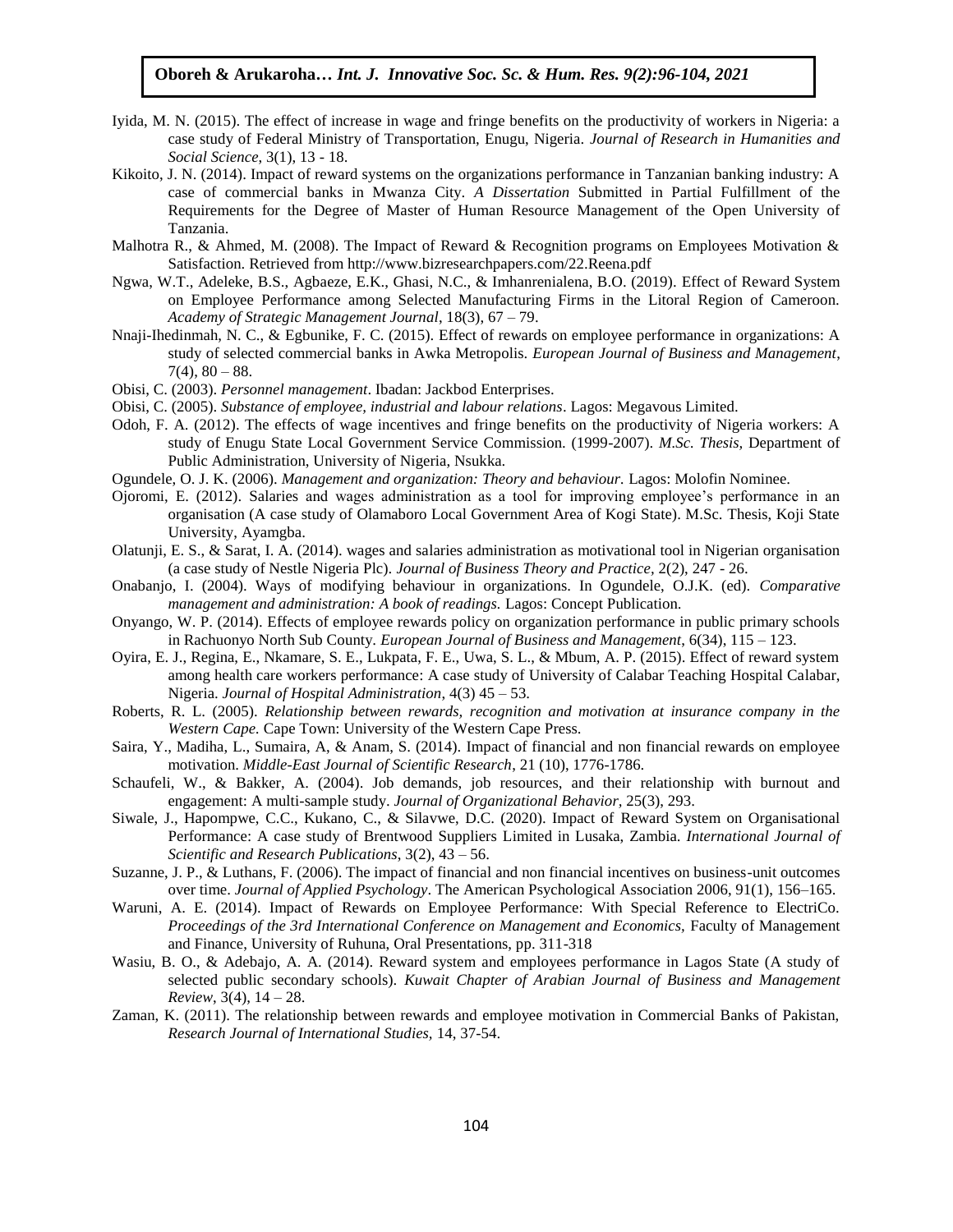Iyida, M. N. (2015). The effect of increase in wage and fringe benefits on the productivity of workers in Nigeria: a case study of Federal Ministry of Transportation, Enugu, Nigeria. *Journal of Research in Humanities and Social Science*, 3(1), 13 - 18.

Kikoito, J. N. (2014). Impact of reward systems on the organizations performance in Tanzanian banking industry: A case of commercial banks in Mwanza City. *A Dissertation* Submitted in Partial Fulfillment of the Requirements for the Degree of Master of Human Resource Management of the Open University of Tanzania.

Malhotra R., & Ahmed, M. (2008). The Impact of Reward & Recognition programs on Employees Motivation & Satisfaction. Retrieved from http://www.bizresearchpapers.com/22.Reena.pdf

Ngwa, W.T., Adeleke, B.S., Agbaeze, E.K., Ghasi, N.C., & Imhanrenialena, B.O. (2019). Effect of Reward System on Employee Performance among Selected Manufacturing Firms in the Litoral Region of Cameroon. *Academy of Strategic Management Journal*, 18(3), 67 – 79.

Nnaji-Ihedinmah, N. C., & Egbunike, F. C. (2015). Effect of rewards on employee performance in organizations: A study of selected commercial banks in Awka Metropolis. *European Journal of Business and Management*, 7(4), 80 – 88.

Obisi, C. (2003). *Personnel management*. Ibadan: Jackbod Enterprises.

Obisi, C. (2005). *Substance of employee, industrial and labour relations*. Lagos: Megavous Limited.

Odoh, F. A. (2012). The effects of wage incentives and fringe benefits on the productivity of Nigeria workers: A study of Enugu State Local Government Service Commission. (1999-2007). *M.Sc. Thesis,* Department of Public Administration, University of Nigeria, Nsukka.

Ogundele, O. J. K. (2006). *Management and organization: Theory and behaviour.* Lagos: Molofin Nominee.

Ojoromi, E. (2012). Salaries and wages administration as a tool for improving employee's performance in an organisation (A case study of Olamaboro Local Government Area of Kogi State). M.Sc. Thesis, Koji State University, Ayamgba.

Olatunji, E. S., & Sarat, I. A. (2014). wages and salaries administration as motivational tool in Nigerian organisation (a case study of Nestle Nigeria Plc). *Journal of Business Theory and Practice,* 2(2), 247 - 26.

Onabanjo, I. (2004). Ways of modifying behaviour in organizations. In Ogundele, O.J.K. (ed). *Comparative management and administration: A book of readings.* Lagos: Concept Publication.

Onyango, W. P. (2014). Effects of employee rewards policy on organization performance in public primary schools in Rachuonyo North Sub County. *European Journal of Business and Management*, 6(34), 115 – 123.

Oyira, E. J., Regina, E., Nkamare, S. E., Lukpata, F. E., Uwa, S. L., & Mbum, A. P. (2015). Effect of reward system among health care workers performance: A case study of University of Calabar Teaching Hospital Calabar, Nigeria. *Journal of Hospital Administration*, 4(3) 45 – 53.

Roberts, R. L. (2005). *Relationship between rewards, recognition and motivation at insurance company in the Western Cape.* Cape Town: University of the Western Cape Press.

Saira, Y., Madiha, L., Sumaira, A, & Anam, S. (2014). Impact of financial and non financial rewards on employee motivation. *Middle-East Journal of Scientific Research*, 21 (10), 1776-1786.

Schaufeli, W., & Bakker, A. (2004). Job demands, job resources, and their relationship with burnout and engagement: A multi-sample study. *Journal of Organizational Behavior,* 25(3), 293.

Siwale, J., Hapompwe, C.C., Kukano, C., & Silavwe, D.C. (2020). Impact of Reward System on Organisational Performance: A case study of Brentwood Suppliers Limited in Lusaka, Zambia. *International Journal of Scientific and Research Publications*, 3(2), 43 – 56.

Suzanne, J. P., & Luthans, F. (2006). The impact of financial and non financial incentives on business-unit outcomes over time. *Journal of Applied Psychology*. The American Psychological Association 2006, 91(1), 156–165.

Waruni, A. E. (2014). Impact of Rewards on Employee Performance: With Special Reference to ElectriCo. *Proceedings of the 3rd International Conference on Management and Economics,* Faculty of Management and Finance, University of Ruhuna, Oral Presentations, pp. 311-318

Wasiu, B. O., & Adebajo, A. A. (2014). Reward system and employees performance in Lagos State (A study of selected public secondary schools). *Kuwait Chapter of Arabian Journal of Business and Management Review*, 3(4), 14 – 28.

Zaman, K. (2011). The relationship between rewards and employee motivation in Commercial Banks of Pakistan, *Research Journal of International Studies,* 14, 37-54.